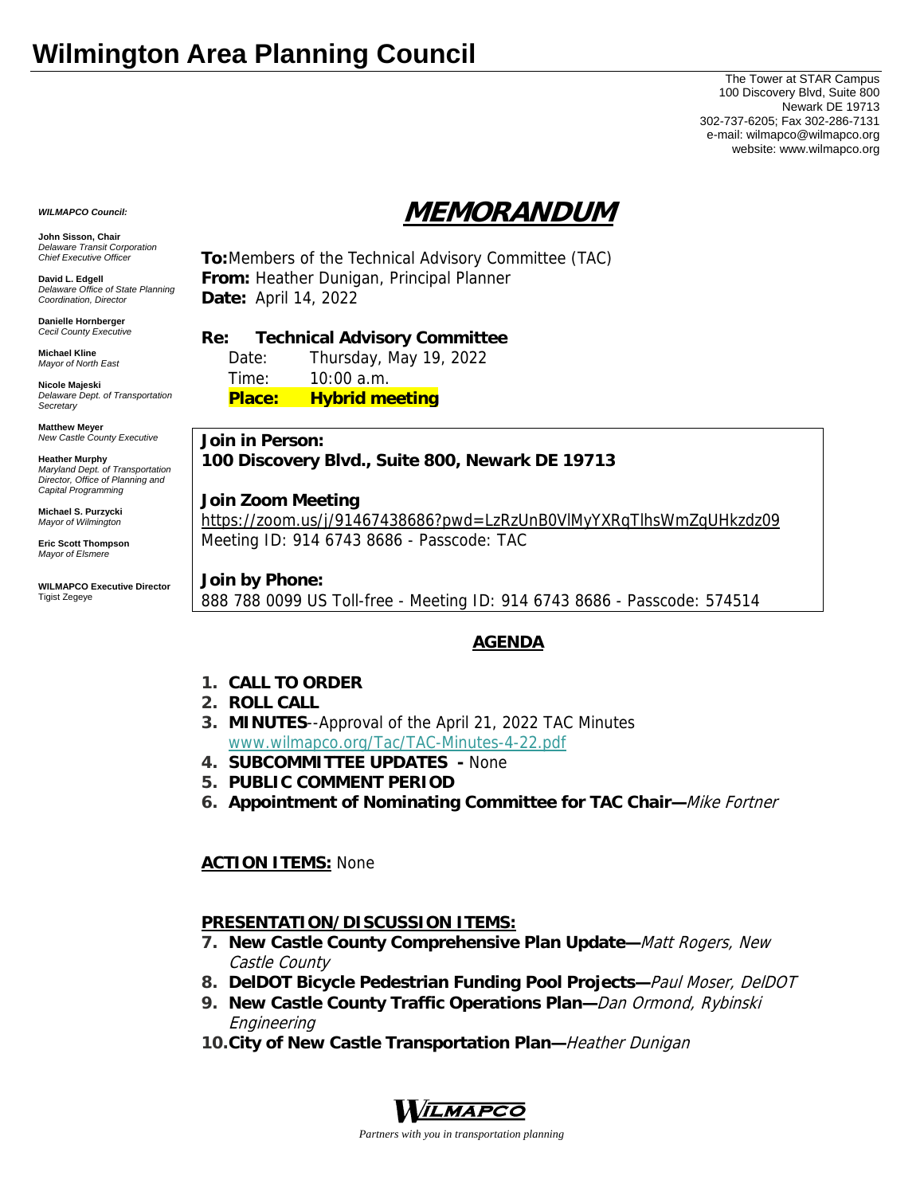# Wilmington Area Planning Council

The Tower at STAR Campus
100 Discovery Blvd, Suite 800
Newark DE 19713
302-737-6205; Fax 302-286-7131
e-mail: wilmapco@wilmapco.org
website: www.wilmapco.org

***WILMAPCO Council:***

**John Sisson, Chair**
*Delaware Transit Corporation Chief Executive Officer*

**David L. Edgell**
*Delaware Office of State Planning Coordination, Director*

**Danielle Hornberger**
*Cecil County Executive*

**Michael Kline**
*Mayor of North East*

**Nicole Majeski**
*Delaware Dept. of Transportation Secretary*

**Matthew Meyer**
*New Castle County Executive*

**Heather Murphy**
*Maryland Dept. of Transportation Director, Office of Planning and Capital Programming*

**Michael S. Purzycki**
*Mayor of Wilmington*

**Eric Scott Thompson**
*Mayor of Elsmere*

**WILMAPCO Executive Director**
Tigist Zegeye

## MEMORANDUM

**To:** Members of the Technical Advisory Committee (TAC)
**From:** Heather Dunigan, Principal Planner
**Date:** April 14, 2022

**Re: Technical Advisory Committee**
Date: Thursday, May 19, 2022
Time: 10:00 a.m.
**Place: Hybrid meeting**

**Join in Person:**
**100 Discovery Blvd., Suite 800, Newark DE 19713**

**Join Zoom Meeting**
https://zoom.us/j/91467438686?pwd=LzRzUnB0VlMyYXRqTlhsWmZqUHkzdz09
Meeting ID: 914 6743 8686 - Passcode: TAC

**Join by Phone:**
888 788 0099 US Toll-free - Meeting ID: 914 6743 8686 - Passcode: 574514

## AGENDA

1. **CALL TO ORDER**
2. **ROLL CALL**
3. **MINUTES**--Approval of the April 21, 2022 TAC Minutes
   www.wilmapco.org/Tac/TAC-Minutes-4-22.pdf
4. **SUBCOMMITTEE UPDATES -** None
5. **PUBLIC COMMENT PERIOD**
6. **Appointment of Nominating Committee for TAC Chair—***Mike Fortner*

**ACTION ITEMS:** None

**PRESENTATION/DISCUSSION ITEMS:**

7. **New Castle County Comprehensive Plan Update—***Matt Rogers, New Castle County*
8. **DelDOT Bicycle Pedestrian Funding Pool Projects—***Paul Moser, DelDOT*
9. **New Castle County Traffic Operations Plan—***Dan Ormond, Rybinski Engineering*
10. **City of New Castle Transportation Plan—***Heather Dunigan*

WILMAPCO
*Partners with you in transportation planning*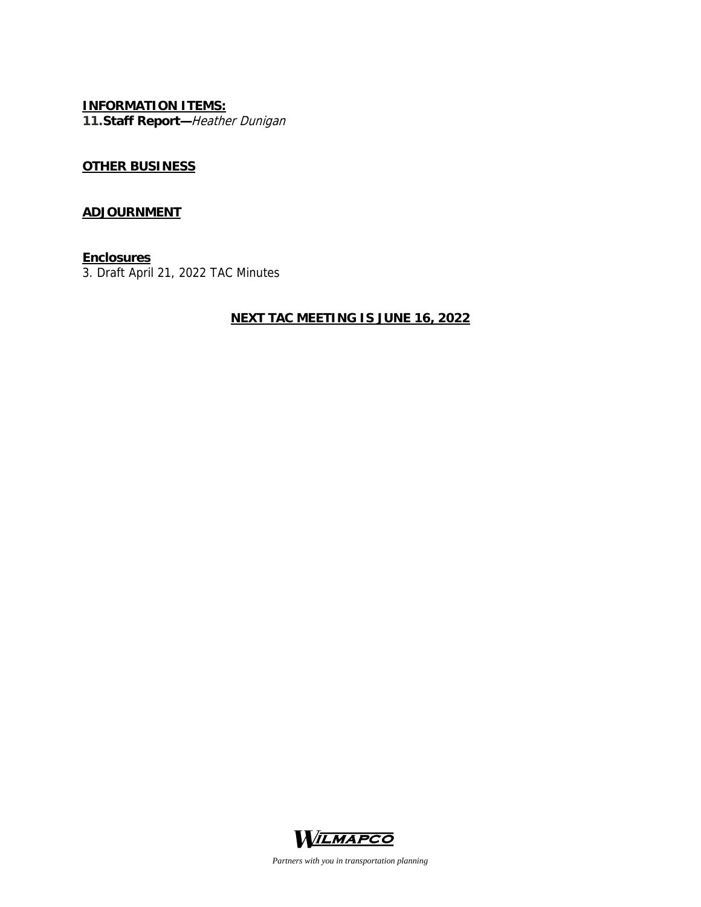**INFORMATION ITEMS:**

**11. Staff Report—***Heather Dunigan*

**OTHER BUSINESS**

**ADJOURNMENT**

**Enclosures**

3. Draft April 21, 2022 TAC Minutes

**NEXT TAC MEETING IS JUNE 16, 2022**

WILMAPCO

*Partners with you in transportation planning*